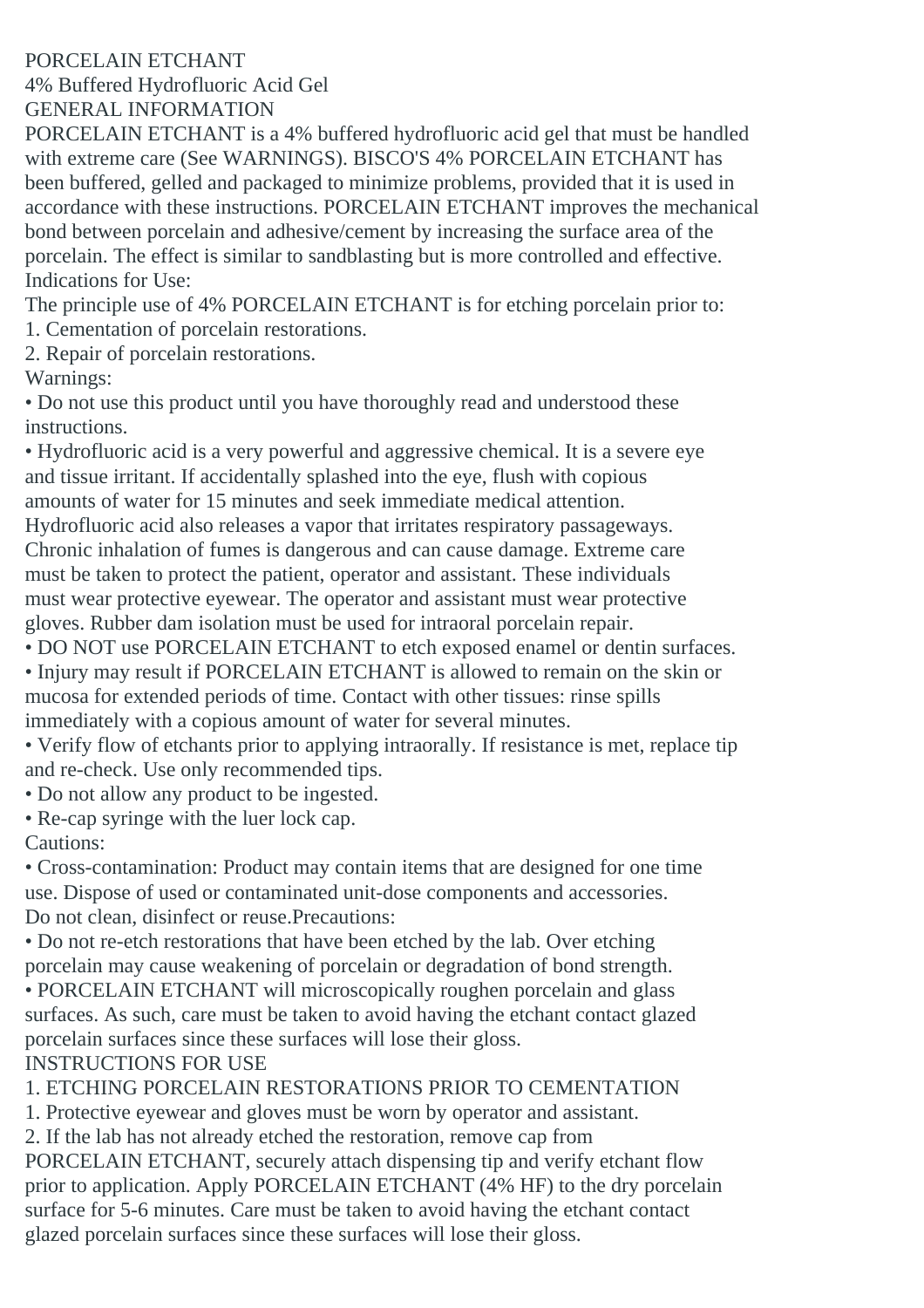# PORCELAIN ETCHANT

4% Buffered Hydrofluoric Acid Gel

## GENERAL INFORMATION

PORCELAIN ETCHANT is a 4% buffered hydrofluoric acid gel that must be handled with extreme care (See WARNINGS). BISCO'S 4% PORCELAIN ETCHANT has been buffered, gelled and packaged to minimize problems, provided that it is used in accordance with these instructions. PORCELAIN ETCHANT improves the mechanical bond between porcelain and adhesive/cement by increasing the surface area of the porcelain. The effect is similar to sandblasting but is more controlled and effective.

### Indications for Use:

The principle use of 4% PORCELAIN ETCHANT is for etching porcelain prior to:

1. Cementation of porcelain restorations.
2. Repair of porcelain restorations.

### Warnings:

- Do not use this product until you have thoroughly read and understood these instructions.
- Hydrofluoric acid is a very powerful and aggressive chemical. It is a severe eye and tissue irritant. If accidentally splashed into the eye, flush with copious amounts of water for 15 minutes and seek immediate medical attention. Hydrofluoric acid also releases a vapor that irritates respiratory passageways. Chronic inhalation of fumes is dangerous and can cause damage. Extreme care must be taken to protect the patient, operator and assistant. These individuals must wear protective eyewear. The operator and assistant must wear protective gloves. Rubber dam isolation must be used for intraoral porcelain repair.
- DO NOT use PORCELAIN ETCHANT to etch exposed enamel or dentin surfaces.
- Injury may result if PORCELAIN ETCHANT is allowed to remain on the skin or mucosa for extended periods of time. Contact with other tissues: rinse spills immediately with a copious amount of water for several minutes.
- Verify flow of etchants prior to applying intraorally. If resistance is met, replace tip and re-check. Use only recommended tips.
- Do not allow any product to be ingested.
- Re-cap syringe with the luer lock cap.

### Cautions:

- Cross-contamination: Product may contain items that are designed for one time use. Dispose of used or contaminated unit-dose components and accessories. Do not clean, disinfect or reuse.

### Precautions:

- Do not re-etch restorations that have been etched by the lab. Over etching porcelain may cause weakening of porcelain or degradation of bond strength.
- PORCELAIN ETCHANT will microscopically roughen porcelain and glass surfaces. As such, care must be taken to avoid having the etchant contact glazed porcelain surfaces since these surfaces will lose their gloss.

## INSTRUCTIONS FOR USE

### 1. ETCHING PORCELAIN RESTORATIONS PRIOR TO CEMENTATION

1. Protective eyewear and gloves must be worn by operator and assistant.
2. If the lab has not already etched the restoration, remove cap from PORCELAIN ETCHANT, securely attach dispensing tip and verify etchant flow prior to application. Apply PORCELAIN ETCHANT (4% HF) to the dry porcelain surface for 5-6 minutes. Care must be taken to avoid having the etchant contact glazed porcelain surfaces since these surfaces will lose their gloss.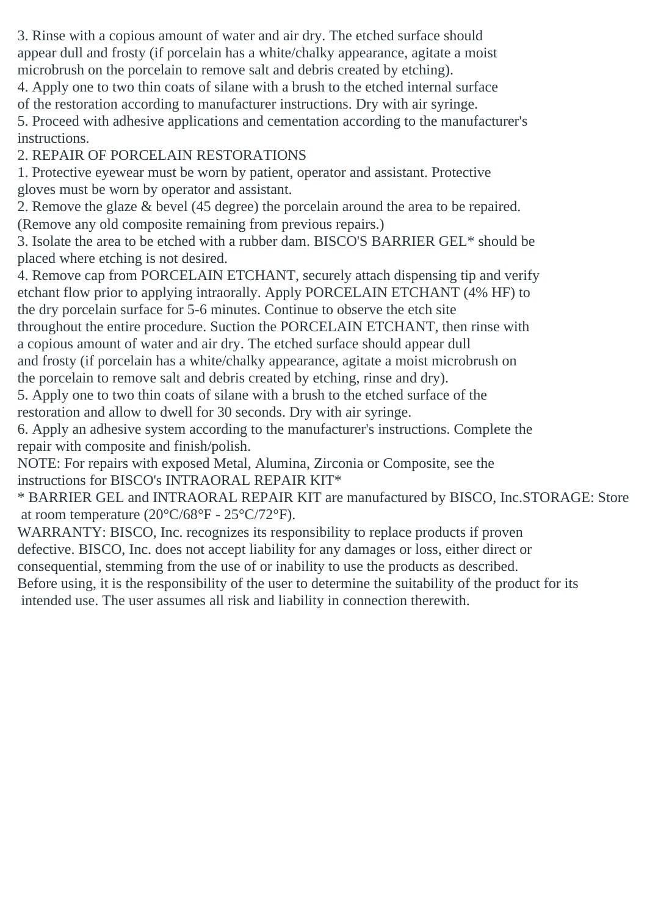3. Rinse with a copious amount of water and air dry. The etched surface should appear dull and frosty (if porcelain has a white/chalky appearance, agitate a moist microbrush on the porcelain to remove salt and debris created by etching).
4. Apply one to two thin coats of silane with a brush to the etched internal surface of the restoration according to manufacturer instructions. Dry with air syringe.
5. Proceed with adhesive applications and cementation according to the manufacturer's instructions.

## 2. REPAIR OF PORCELAIN RESTORATIONS

1. Protective eyewear must be worn by patient, operator and assistant. Protective gloves must be worn by operator and assistant.
2. Remove the glaze & bevel (45 degree) the porcelain around the area to be repaired. (Remove any old composite remaining from previous repairs.)
3. Isolate the area to be etched with a rubber dam. BISCO'S BARRIER GEL* should be placed where etching is not desired.
4. Remove cap from PORCELAIN ETCHANT, securely attach dispensing tip and verify etchant flow prior to applying intraorally. Apply PORCELAIN ETCHANT (4% HF) to the dry porcelain surface for 5-6 minutes. Continue to observe the etch site throughout the entire procedure. Suction the PORCELAIN ETCHANT, then rinse with a copious amount of water and air dry. The etched surface should appear dull and frosty (if porcelain has a white/chalky appearance, agitate a moist microbrush on the porcelain to remove salt and debris created by etching, rinse and dry).
5. Apply one to two thin coats of silane with a brush to the etched surface of the restoration and allow to dwell for 30 seconds. Dry with air syringe.
6. Apply an adhesive system according to the manufacturer's instructions. Complete the repair with composite and finish/polish.

NOTE: For repairs with exposed Metal, Alumina, Zirconia or Composite, see the instructions for BISCO's INTRAORAL REPAIR KIT*

* BARRIER GEL and INTRAORAL REPAIR KIT are manufactured by BISCO, Inc.STORAGE: Store at room temperature (20°C/68°F - 25°C/72°F).

WARRANTY: BISCO, Inc. recognizes its responsibility to replace products if proven defective. BISCO, Inc. does not accept liability for any damages or loss, either direct or consequential, stemming from the use of or inability to use the products as described. Before using, it is the responsibility of the user to determine the suitability of the product for its intended use. The user assumes all risk and liability in connection therewith.